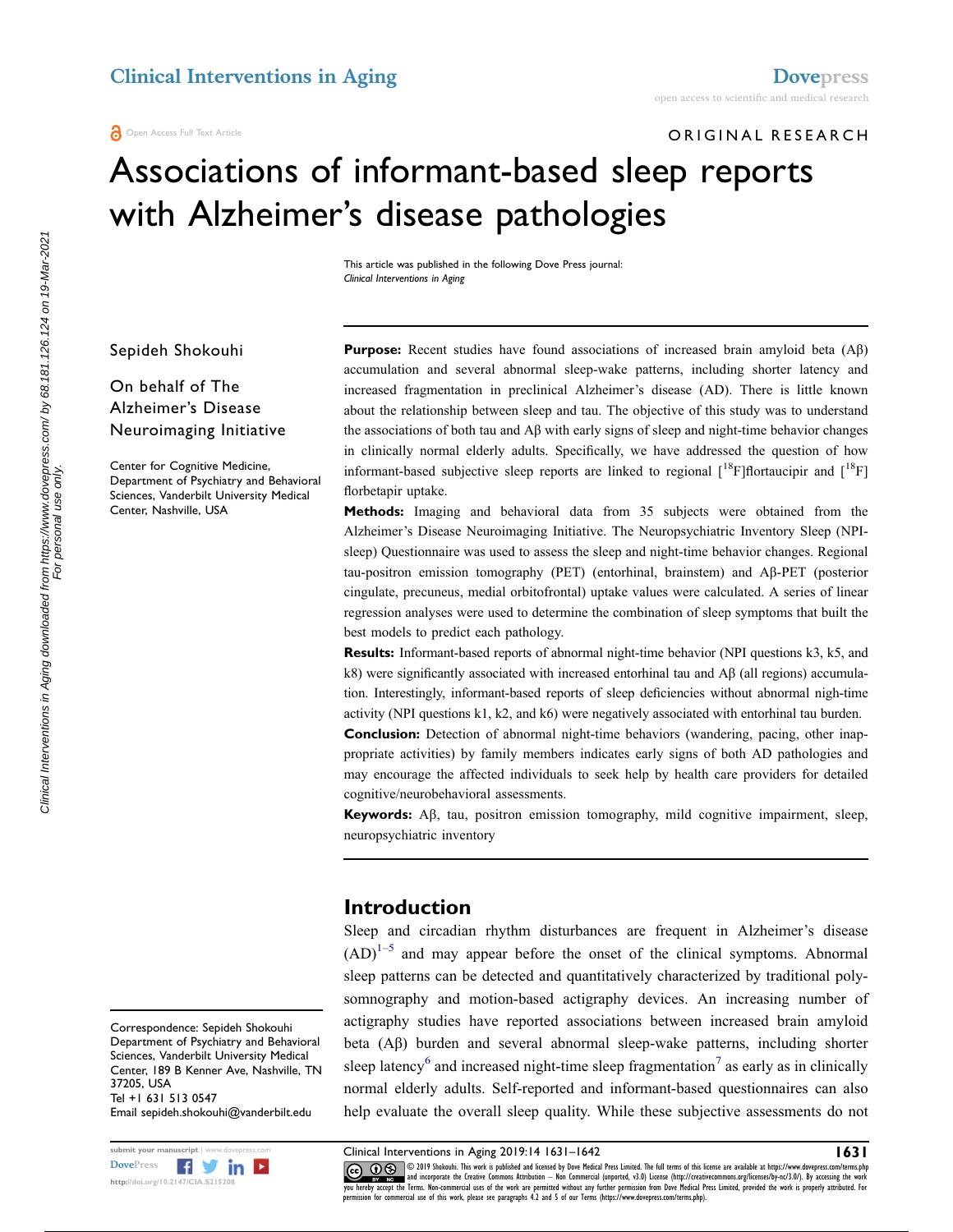Open Access Full Text Article

ORIGINAL RESEARCH

# Associations of informant-based sleep reports with Alzheimer's disease pathologies

This article was published in the following Dove Press journal:
*Clinical Interventions in Aging*

Sepideh Shokouhi

On behalf of The Alzheimer's Disease Neuroimaging Initiative

Center for Cognitive Medicine, Department of Psychiatry and Behavioral Sciences, Vanderbilt University Medical Center, Nashville, USA

**Purpose:** Recent studies have found associations of increased brain amyloid beta (Aβ) accumulation and several abnormal sleep-wake patterns, including shorter latency and increased fragmentation in preclinical Alzheimer's disease (AD). There is little known about the relationship between sleep and tau. The objective of this study was to understand the associations of both tau and Aβ with early signs of sleep and night-time behavior changes in clinically normal elderly adults. Specifically, we have addressed the question of how informant-based subjective sleep reports are linked to regional [$^{18}$F]flortaucipir and [$^{18}$F] florbetapir uptake.

**Methods:** Imaging and behavioral data from 35 subjects were obtained from the Alzheimer's Disease Neuroimaging Initiative. The Neuropsychiatric Inventory Sleep (NPI-sleep) Questionnaire was used to assess the sleep and night-time behavior changes. Regional tau-positron emission tomography (PET) (entorhinal, brainstem) and Aβ-PET (posterior cingulate, precuneus, medial orbitofrontal) uptake values were calculated. A series of linear regression analyses were used to determine the combination of sleep symptoms that built the best models to predict each pathology.

**Results:** Informant-based reports of abnormal night-time behavior (NPI questions k3, k5, and k8) were significantly associated with increased entorhinal tau and Aβ (all regions) accumulation. Interestingly, informant-based reports of sleep deficiencies without abnormal nigh-time activity (NPI questions k1, k2, and k6) were negatively associated with entorhinal tau burden.

**Conclusion:** Detection of abnormal night-time behaviors (wandering, pacing, other inappropriate activities) by family members indicates early signs of both AD pathologies and may encourage the affected individuals to seek help by health care providers for detailed cognitive/neurobehavioral assessments.

**Keywords:** Aβ, tau, positron emission tomography, mild cognitive impairment, sleep, neuropsychiatric inventory

## Introduction

Sleep and circadian rhythm disturbances are frequent in Alzheimer's disease (AD)[1–5] and may appear before the onset of the clinical symptoms. Abnormal sleep patterns can be detected and quantitatively characterized by traditional polysomnography and motion-based actigraphy devices. An increasing number of actigraphy studies have reported associations between increased brain amyloid beta (Aβ) burden and several abnormal sleep-wake patterns, including shorter sleep latency[6] and increased night-time sleep fragmentation[7] as early as in clinically normal elderly adults. Self-reported and informant-based questionnaires can also help evaluate the overall sleep quality. While these subjective assessments do not

Correspondence: Sepideh Shokouhi
Department of Psychiatry and Behavioral Sciences, Vanderbilt University Medical Center, 189 B Kenner Ave, Nashville, TN 37205, USA
Tel +1 631 513 0547
Email sepideh.shokouhi@vanderbilt.edu

© 2019 Shokouhi. This work is published and licensed by Dove Medical Press Limited. The full terms of this license are available at https://www.dovepress.com/terms.php and incorporate the Creative Commons Attribution – Non Commercial (unported, v3.0) License (http://creativecommons.org/licenses/by-nc/3.0/). By accessing the work you hereby accept the Terms. Non-commercial uses of the work are permitted without any further permission from Dove Medical Press Limited, provided the work is properly attributed. For permission for commercial use of this work, please see paragraphs 4.2 and 5 of our Terms (https://www.dovepress.com/terms.php).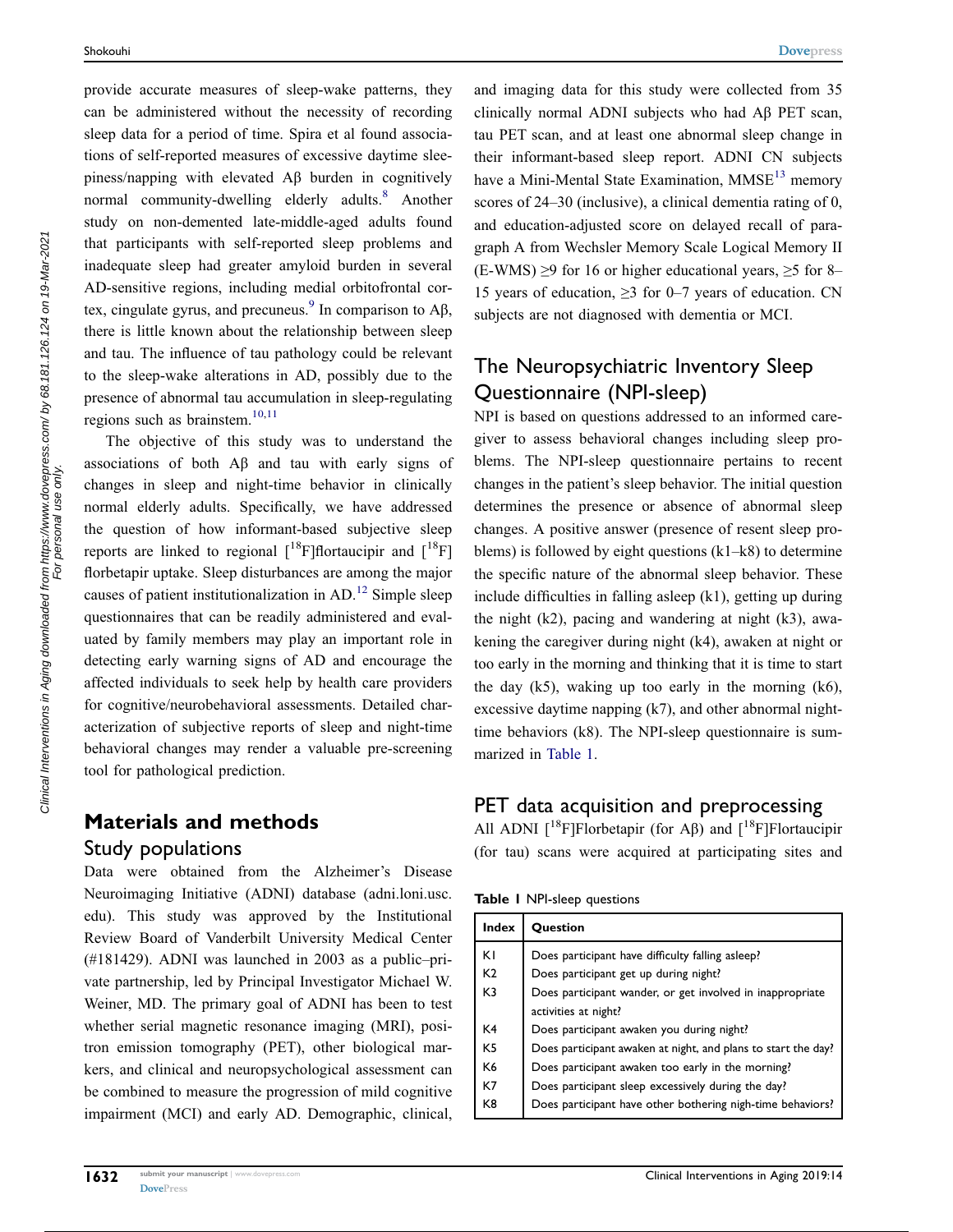provide accurate measures of sleep-wake patterns, they can be administered without the necessity of recording sleep data for a period of time. Spira et al found associations of self-reported measures of excessive daytime sleepiness/napping with elevated Aβ burden in cognitively normal community-dwelling elderly adults.[8] Another study on non-demented late-middle-aged adults found that participants with self-reported sleep problems and inadequate sleep had greater amyloid burden in several AD-sensitive regions, including medial orbitofrontal cortex, cingulate gyrus, and precuneus.[9] In comparison to Aβ, there is little known about the relationship between sleep and tau. The influence of tau pathology could be relevant to the sleep-wake alterations in AD, possibly due to the presence of abnormal tau accumulation in sleep-regulating regions such as brainstem.[10,11]

The objective of this study was to understand the associations of both Aβ and tau with early signs of changes in sleep and night-time behavior in clinically normal elderly adults. Specifically, we have addressed the question of how informant-based subjective sleep reports are linked to regional [$^{18}$F]flortaucipir and [$^{18}$F] florbetapir uptake. Sleep disturbances are among the major causes of patient institutionalization in AD.[12] Simple sleep questionnaires that can be readily administered and evaluated by family members may play an important role in detecting early warning signs of AD and encourage the affected individuals to seek help by health care providers for cognitive/neurobehavioral assessments. Detailed characterization of subjective reports of sleep and night-time behavioral changes may render a valuable pre-screening tool for pathological prediction.

# Materials and methods

## Study populations

Data were obtained from the Alzheimer's Disease Neuroimaging Initiative (ADNI) database (adni.loni.usc.edu). This study was approved by the Institutional Review Board of Vanderbilt University Medical Center (#181429). ADNI was launched in 2003 as a public–private partnership, led by Principal Investigator Michael W. Weiner, MD. The primary goal of ADNI has been to test whether serial magnetic resonance imaging (MRI), positron emission tomography (PET), other biological markers, and clinical and neuropsychological assessment can be combined to measure the progression of mild cognitive impairment (MCI) and early AD. Demographic, clinical, and imaging data for this study were collected from 35 clinically normal ADNI subjects who had Aβ PET scan, tau PET scan, and at least one abnormal sleep change in their informant-based sleep report. ADNI CN subjects have a Mini-Mental State Examination, MMSE[13] memory scores of 24–30 (inclusive), a clinical dementia rating of 0, and education-adjusted score on delayed recall of paragraph A from Wechsler Memory Scale Logical Memory II (E-WMS) ≥9 for 16 or higher educational years, ≥5 for 8–15 years of education, ≥3 for 0–7 years of education. CN subjects are not diagnosed with dementia or MCI.

## The Neuropsychiatric Inventory Sleep Questionnaire (NPI-sleep)

NPI is based on questions addressed to an informed caregiver to assess behavioral changes including sleep problems. The NPI-sleep questionnaire pertains to recent changes in the patient's sleep behavior. The initial question determines the presence or absence of abnormal sleep changes. A positive answer (presence of resent sleep problems) is followed by eight questions (k1–k8) to determine the specific nature of the abnormal sleep behavior. These include difficulties in falling asleep (k1), getting up during the night (k2), pacing and wandering at night (k3), awakening the caregiver during night (k4), awaken at night or too early in the morning and thinking that it is time to start the day (k5), waking up too early in the morning (k6), excessive daytime napping (k7), and other abnormal night-time behaviors (k8). The NPI-sleep questionnaire is summarized in Table 1.

## PET data acquisition and preprocessing

All ADNI [$^{18}$F]Florbetapir (for Aβ) and [$^{18}$F]Flortaucipir (for tau) scans were acquired at participating sites and

**Table 1** NPI-sleep questions

| Index | Question |
|---|---|
| K1 | Does participant have difficulty falling asleep? |
| K2 | Does participant get up during night? |
| K3 | Does participant wander, or get involved in inappropriate activities at night? |
| K4 | Does participant awaken you during night? |
| K5 | Does participant awaken at night, and plans to start the day? |
| K6 | Does participant awaken too early in the morning? |
| K7 | Does participant sleep excessively during the day? |
| K8 | Does participant have other bothering nigh-time behaviors? |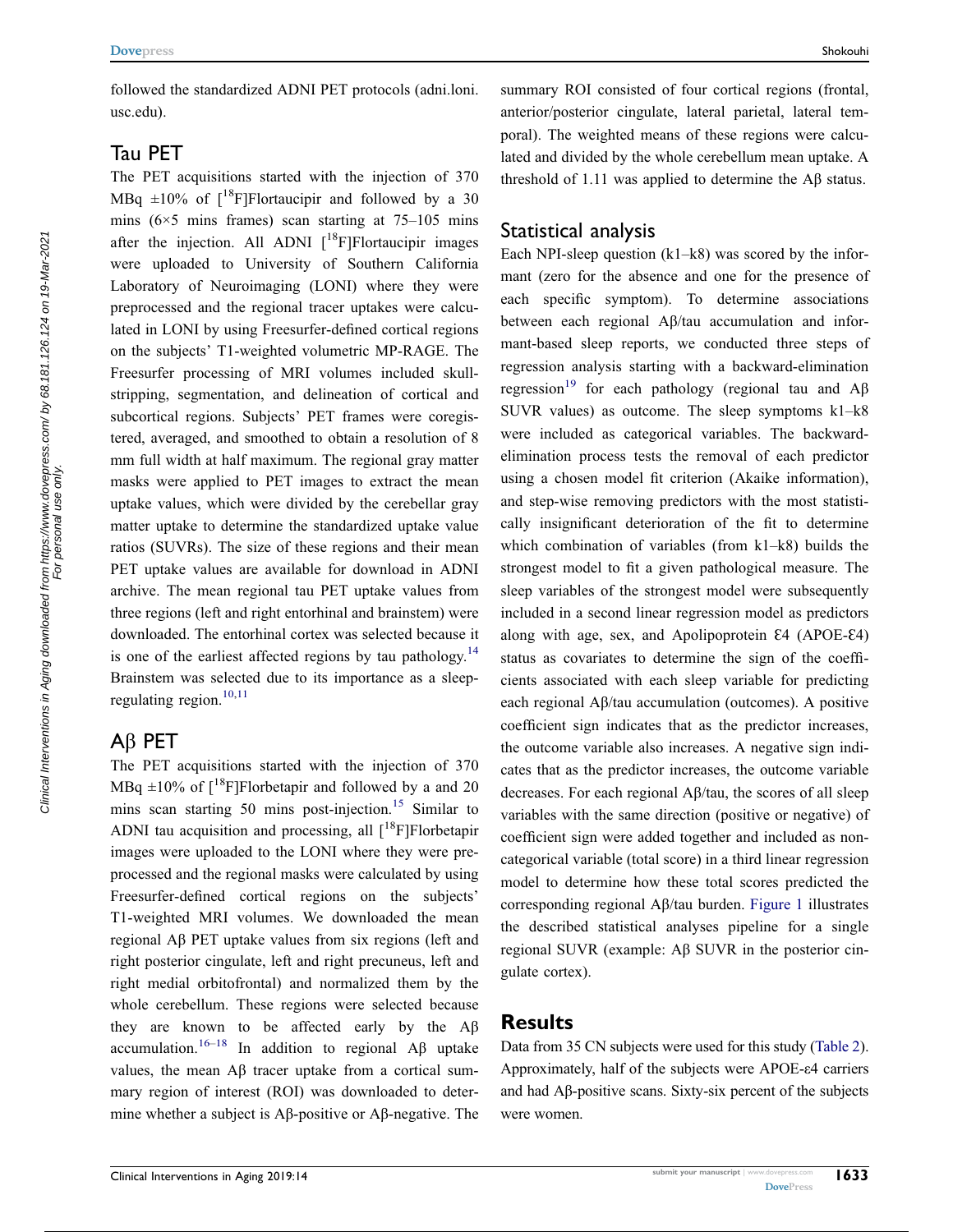followed the standardized ADNI PET protocols (adni.loni.usc.edu).

## Tau PET

The PET acquisitions started with the injection of 370 MBq ±10% of [$^{18}$F]Flortaucipir and followed by a 30 mins (6×5 mins frames) scan starting at 75–105 mins after the injection. All ADNI [$^{18}$F]Flortaucipir images were uploaded to University of Southern California Laboratory of Neuroimaging (LONI) where they were preprocessed and the regional tracer uptakes were calculated in LONI by using Freesurfer-defined cortical regions on the subjects' T1-weighted volumetric MP-RAGE. The Freesurfer processing of MRI volumes included skull-stripping, segmentation, and delineation of cortical and subcortical regions. Subjects' PET frames were coregistered, averaged, and smoothed to obtain a resolution of 8 mm full width at half maximum. The regional gray matter masks were applied to PET images to extract the mean uptake values, which were divided by the cerebellar gray matter uptake to determine the standardized uptake value ratios (SUVRs). The size of these regions and their mean PET uptake values are available for download in ADNI archive. The mean regional tau PET uptake values from three regions (left and right entorhinal and brainstem) were downloaded. The entorhinal cortex was selected because it is one of the earliest affected regions by tau pathology.[14] Brainstem was selected due to its importance as a sleep-regulating region.[10,11]

## Aβ PET

The PET acquisitions started with the injection of 370 MBq ±10% of [$^{18}$F]Florbetapir and followed by a 20 mins scan starting 50 mins post-injection.[15] Similar to ADNI tau acquisition and processing, all [$^{18}$F]Florbetapir images were uploaded to the LONI where they were preprocessed and the regional masks were calculated by using Freesurfer-defined cortical regions on the subjects' T1-weighted MRI volumes. We downloaded the mean regional Aβ PET uptake values from six regions (left and right posterior cingulate, left and right precuneus, left and right medial orbitofrontal) and normalized them by the whole cerebellum. These regions were selected because they are known to be affected early by the Aβ accumulation.[16–18] In addition to regional Aβ uptake values, the mean Aβ tracer uptake from a cortical summary region of interest (ROI) was downloaded to determine whether a subject is Aβ-positive or Aβ-negative. The summary ROI consisted of four cortical regions (frontal, anterior/posterior cingulate, lateral parietal, lateral temporal). The weighted means of these regions were calculated and divided by the whole cerebellum mean uptake. A threshold of 1.11 was applied to determine the Aβ status.

## Statistical analysis

Each NPI-sleep question (k1–k8) was scored by the informant (zero for the absence and one for the presence of each specific symptom). To determine associations between each regional Aβ/tau accumulation and informant-based sleep reports, we conducted three steps of regression analysis starting with a backward-elimination regression[19] for each pathology (regional tau and Aβ SUVR values) as outcome. The sleep symptoms k1–k8 were included as categorical variables. The backward-elimination process tests the removal of each predictor using a chosen model fit criterion (Akaike information), and step-wise removing predictors with the most statistically insignificant deterioration of the fit to determine which combination of variables (from k1–k8) builds the strongest model to fit a given pathological measure. The sleep variables of the strongest model were subsequently included in a second linear regression model as predictors along with age, sex, and Apolipoprotein Ɛ4 (APOE-Ɛ4) status as covariates to determine the sign of the coefficients associated with each sleep variable for predicting each regional Aβ/tau accumulation (outcomes). A positive coefficient sign indicates that as the predictor increases, the outcome variable also increases. A negative sign indicates that as the predictor increases, the outcome variable decreases. For each regional Aβ/tau, the scores of all sleep variables with the same direction (positive or negative) of coefficient sign were added together and included as non-categorical variable (total score) in a third linear regression model to determine how these total scores predicted the corresponding regional Aβ/tau burden. Figure 1 illustrates the described statistical analyses pipeline for a single regional SUVR (example: Aβ SUVR in the posterior cingulate cortex).

# Results

Data from 35 CN subjects were used for this study (Table 2). Approximately, half of the subjects were APOE-ε4 carriers and had Aβ-positive scans. Sixty-six percent of the subjects were women.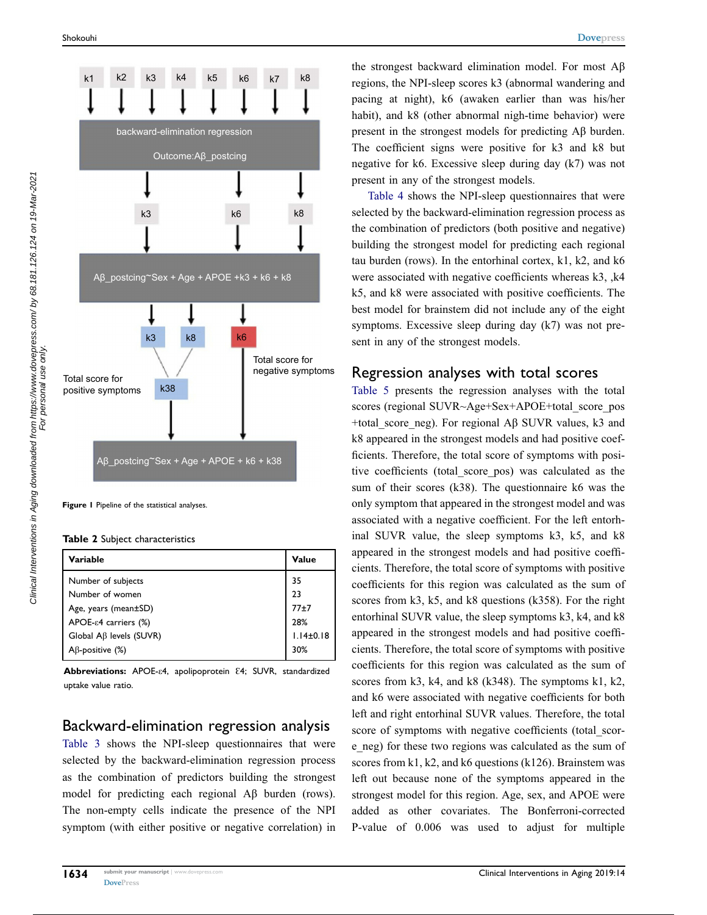Figure 1 Pipeline of the statistical analyses.

**Table 2** Subject characteristics

| Variable | Value |
|---|---|
| Number of subjects | 35 |
| Number of women | 23 |
| Age, years (mean±SD) | 77±7 |
| APOE-ε4 carriers (%) | 28% |
| Global Aβ levels (SUVR) | 1.14±0.18 |
| Aβ-positive (%) | 30% |

**Abbreviations:** APOE-ε4, apolipoprotein ε4; SUVR, standardized uptake value ratio.

## Backward-elimination regression analysis

Table 3 shows the NPI-sleep questionnaires that were selected by the backward-elimination regression process as the combination of predictors building the strongest model for predicting each regional Aβ burden (rows). The non-empty cells indicate the presence of the NPI symptom (with either positive or negative correlation) in the strongest backward elimination model. For most Aβ regions, the NPI-sleep scores k3 (abnormal wandering and pacing at night), k6 (awaken earlier than was his/her habit), and k8 (other abnormal nigh-time behavior) were present in the strongest models for predicting Aβ burden. The coefficient signs were positive for k3 and k8 but negative for k6. Excessive sleep during day (k7) was not present in any of the strongest models.

Table 4 shows the NPI-sleep questionnaires that were selected by the backward-elimination regression process as the combination of predictors (both positive and negative) building the strongest model for predicting each regional tau burden (rows). In the entorhinal cortex, k1, k2, and k6 were associated with negative coefficients whereas k3, ,k4 k5, and k8 were associated with positive coefficients. The best model for brainstem did not include any of the eight symptoms. Excessive sleep during day (k7) was not present in any of the strongest models.

## Regression analyses with total scores

Table 5 presents the regression analyses with the total scores (regional SUVR~Age+Sex+APOE+total_score_pos +total_score_neg). For regional Aβ SUVR values, k3 and k8 appeared in the strongest models and had positive coefficients. Therefore, the total score of symptoms with positive coefficients (total_score_pos) was calculated as the sum of their scores (k38). The questionnaire k6 was the only symptom that appeared in the strongest model and was associated with a negative coefficient. For the left entorhinal SUVR value, the sleep symptoms k3, k5, and k8 appeared in the strongest models and had positive coefficients. Therefore, the total score of symptoms with positive coefficients for this region was calculated as the sum of scores from k3, k5, and k8 questions (k358). For the right entorhinal SUVR value, the sleep symptoms k3, k4, and k8 appeared in the strongest models and had positive coefficients. Therefore, the total score of symptoms with positive coefficients for this region was calculated as the sum of scores from k3, k4, and k8 (k348). The symptoms k1, k2, and k6 were associated with negative coefficients for both left and right entorhinal SUVR values. Therefore, the total score of symptoms with negative coefficients (total_score_neg) for these two regions was calculated as the sum of scores from k1, k2, and k6 questions (k126). Brainstem was left out because none of the symptoms appeared in the strongest model for this region. Age, sex, and APOE were added as other covariates. The Bonferroni-corrected P-value of 0.006 was used to adjust for multiple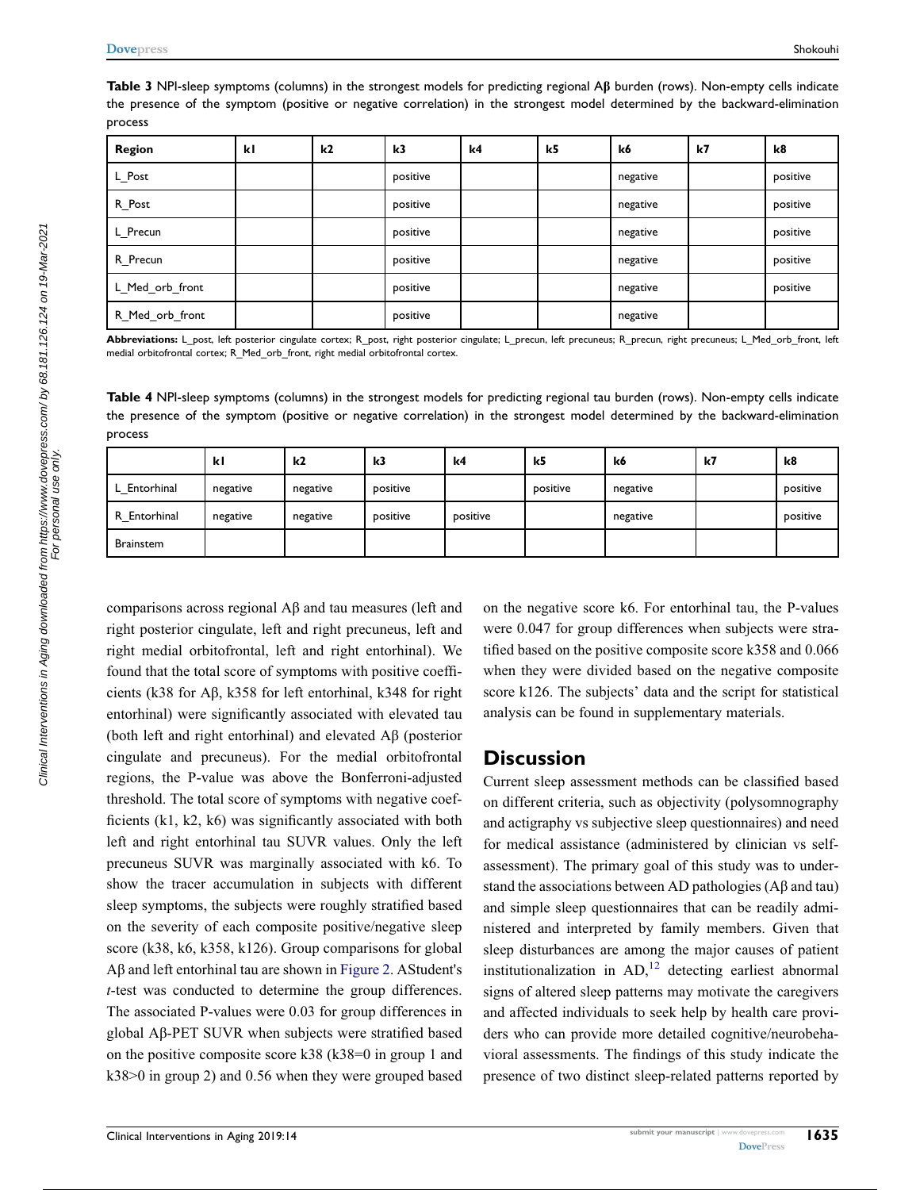**Table 3** NPI-sleep symptoms (columns) in the strongest models for predicting regional Aβ burden (rows). Non-empty cells indicate the presence of the symptom (positive or negative correlation) in the strongest model determined by the backward-elimination process

| Region | k1 | k2 | k3 | k4 | k5 | k6 | k7 | k8 |
|---|---|---|---|---|---|---|---|---|
| L_Post | | | positive | | | negative | | positive |
| R_Post | | | positive | | | negative | | positive |
| L_Precun | | | positive | | | negative | | positive |
| R_Precun | | | positive | | | negative | | positive |
| L_Med_orb_front | | | positive | | | negative | | positive |
| R_Med_orb_front | | | positive | | | negative | | |

**Abbreviations:** L_post, left posterior cingulate cortex; R_post, right posterior cingulate; L_precun, left precuneus; R_precun, right precuneus; L_Med_orb_front, left medial orbitofrontal cortex; R_Med_orb_front, right medial orbitofrontal cortex.

**Table 4** NPI-sleep symptoms (columns) in the strongest models for predicting regional tau burden (rows). Non-empty cells indicate the presence of the symptom (positive or negative correlation) in the strongest model determined by the backward-elimination process

| | k1 | k2 | k3 | k4 | k5 | k6 | k7 | k8 |
|---|---|---|---|---|---|---|---|---|
| L_Entorhinal | negative | negative | positive | | positive | negative | | positive |
| R_Entorhinal | negative | negative | positive | positive | | negative | | positive |
| Brainstem | | | | | | | | |

comparisons across regional Aβ and tau measures (left and right posterior cingulate, left and right precuneus, left and right medial orbitofrontal, left and right entorhinal). We found that the total score of symptoms with positive coefficients (k38 for Aβ, k358 for left entorhinal, k348 for right entorhinal) were significantly associated with elevated tau (both left and right entorhinal) and elevated Aβ (posterior cingulate and precuneus). For the medial orbitofrontal regions, the P-value was above the Bonferroni-adjusted threshold. The total score of symptoms with negative coefficients (k1, k2, k6) was significantly associated with both left and right entorhinal tau SUVR values. Only the left precuneus SUVR was marginally associated with k6. To show the tracer accumulation in subjects with different sleep symptoms, the subjects were roughly stratified based on the severity of each composite positive/negative sleep score (k38, k6, k358, k126). Group comparisons for global Aβ and left entorhinal tau are shown in Figure 2. AStudent's *t*-test was conducted to determine the group differences. The associated P-values were 0.03 for group differences in global Aβ-PET SUVR when subjects were stratified based on the positive composite score k38 (k38=0 in group 1 and k38>0 in group 2) and 0.56 when they were grouped based on the negative score k6. For entorhinal tau, the P-values were 0.047 for group differences when subjects were stratified based on the positive composite score k358 and 0.066 when they were divided based on the negative composite score k126. The subjects' data and the script for statistical analysis can be found in supplementary materials.

## Discussion

Current sleep assessment methods can be classified based on different criteria, such as objectivity (polysomnography and actigraphy vs subjective sleep questionnaires) and need for medical assistance (administered by clinician vs self-assessment). The primary goal of this study was to understand the associations between AD pathologies (Aβ and tau) and simple sleep questionnaires that can be readily administered and interpreted by family members. Given that sleep disturbances are among the major causes of patient institutionalization in AD,[12] detecting earliest abnormal signs of altered sleep patterns may motivate the caregivers and affected individuals to seek help by health care providers who can provide more detailed cognitive/neurobehavioral assessments. The findings of this study indicate the presence of two distinct sleep-related patterns reported by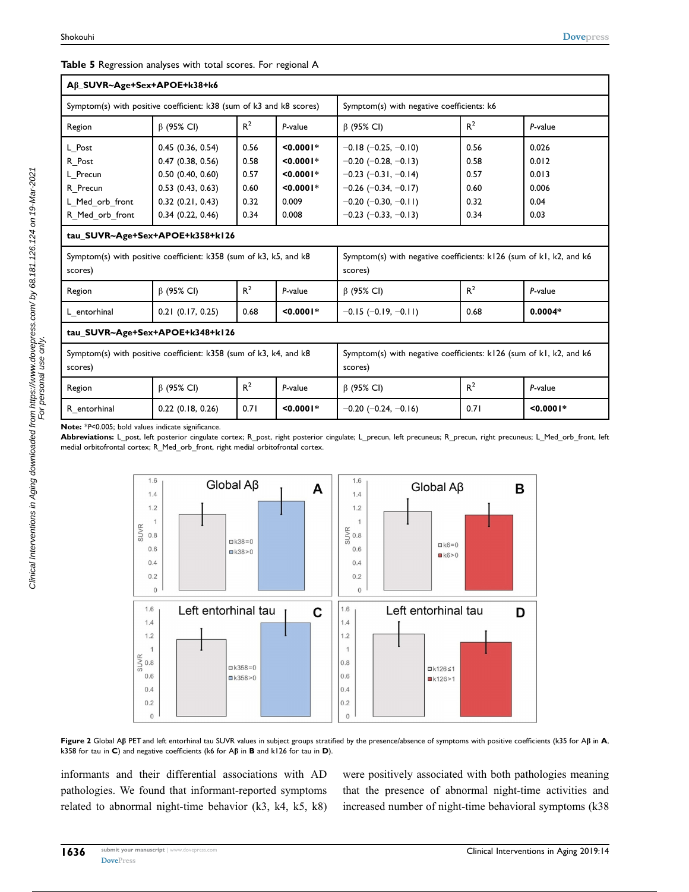**Table 5** Regression analyses with total scores. For regional A

| Aβ_SUVR~Age+Sex+APOE+k38+k6 | | | | | | |
|---|---|---|---|---|---|---|
| Symptom(s) with positive coefficient: k38 (sum of k3 and k8 scores) | | | | Symptom(s) with negative coefficients: k6 | | |
| Region | β (95% CI) | $R^2$ | *P*-value | β (95% CI) | $R^2$ | *P*-value |
| L_Post | 0.45 (0.36, 0.54) | 0.56 | **<0.0001*** | −0.18 (−0.25, −0.10) | 0.56 | 0.026 |
| R_Post | 0.47 (0.38, 0.56) | 0.58 | **<0.0001*** | −0.20 (−0.28, −0.13) | 0.58 | 0.012 |
| L_Precun | 0.50 (0.40, 0.60) | 0.57 | **<0.0001*** | −0.23 (−0.31, −0.14) | 0.57 | 0.013 |
| R_Precun | 0.53 (0.43, 0.63) | 0.60 | **<0.0001*** | −0.26 (−0.34, −0.17) | 0.60 | 0.006 |
| L_Med_orb_front | 0.32 (0.21, 0.43) | 0.32 | 0.009 | −0.20 (−0.30, −0.11) | 0.32 | 0.04 |
| R_Med_orb_front | 0.34 (0.22, 0.46) | 0.34 | 0.008 | −0.23 (−0.33, −0.13) | 0.34 | 0.03 |
| **tau_SUVR~Age+Sex+APOE+k358+k126** | | | | | | |
| Symptom(s) with positive coefficient: k358 (sum of k3, k5, and k8 scores) | | | | Symptom(s) with negative coefficients: k126 (sum of k1, k2, and k6 scores) | | |
| Region | β (95% CI) | $R^2$ | *P*-value | β (95% CI) | $R^2$ | *P*-value |
| L_entorhinal | 0.21 (0.17, 0.25) | 0.68 | **<0.0001*** | −0.15 (−0.19, −0.11) | 0.68 | **0.0004*** |
| **tau_SUVR~Age+Sex+APOE+k348+k126** | | | | | | |
| Symptom(s) with positive coefficient: k358 (sum of k3, k4, and k8 scores) | | | | Symptom(s) with negative coefficients: k126 (sum of k1, k2, and k6 scores) | | |
| Region | β (95% CI) | $R^2$ | *P*-value | β (95% CI) | $R^2$ | *P*-value |
| R_entorhinal | 0.22 (0.18, 0.26) | 0.71 | **<0.0001*** | −0.20 (−0.24, −0.16) | 0.71 | **<0.0001*** |

**Note:** *$P$<0.005; bold values indicate significance.
**Abbreviations:** L_post, left posterior cingulate cortex; R_post, right posterior cingulate; L_precun, left precuneus; R_precun, right precuneus; L_Med_orb_front, left medial orbitofrontal cortex; R_Med_orb_front, right medial orbitofrontal cortex.

**Figure 2** Global Aβ PET and left entorhinal tau SUVR values in subject groups stratified by the presence/absence of symptoms with positive coefficients (k35 for Aβ in **A**, k358 for tau in **C**) and negative coefficients (k6 for Aβ in **B** and k126 for tau in **D**).

informants and their differential associations with AD pathologies. We found that informant-reported symptoms related to abnormal night-time behavior (k3, k4, k5, k8) were positively associated with both pathologies meaning that the presence of abnormal night-time activities and increased number of night-time behavioral symptoms (k38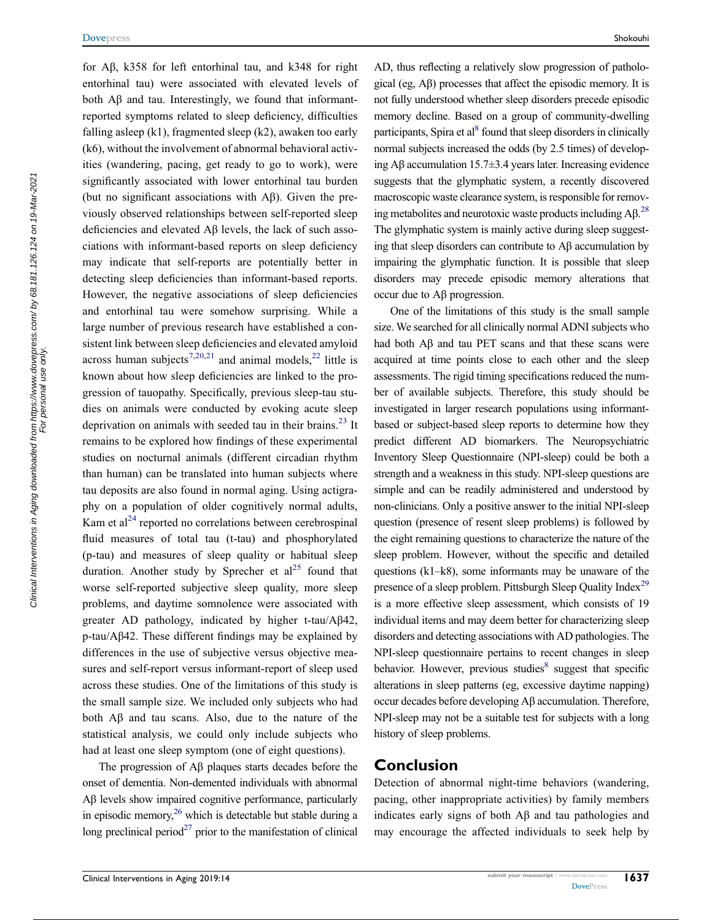for Aβ, k358 for left entorhinal tau, and k348 for right entorhinal tau) were associated with elevated levels of both Aβ and tau. Interestingly, we found that informant-reported symptoms related to sleep deficiency, difficulties falling asleep (k1), fragmented sleep (k2), awaken too early (k6), without the involvement of abnormal behavioral activities (wandering, pacing, get ready to go to work), were significantly associated with lower entorhinal tau burden (but no significant associations with Aβ). Given the previously observed relationships between self-reported sleep deficiencies and elevated Aβ levels, the lack of such associations with informant-based reports on sleep deficiency may indicate that self-reports are potentially better in detecting sleep deficiencies than informant-based reports. However, the negative associations of sleep deficiencies and entorhinal tau were somehow surprising. While a large number of previous research have established a consistent link between sleep deficiencies and elevated amyloid across human subjects[7,20,21] and animal models,[22] little is known about how sleep deficiencies are linked to the progression of tauopathy. Specifically, previous sleep-tau studies on animals were conducted by evoking acute sleep deprivation on animals with seeded tau in their brains.[23] It remains to be explored how findings of these experimental studies on nocturnal animals (different circadian rhythm than human) can be translated into human subjects where tau deposits are also found in normal aging. Using actigraphy on a population of older cognitively normal adults, Kam et al[24] reported no correlations between cerebrospinal fluid measures of total tau (t-tau) and phosphorylated (p-tau) and measures of sleep quality or habitual sleep duration. Another study by Sprecher et al[25] found that worse self-reported subjective sleep quality, more sleep problems, and daytime somnolence were associated with greater AD pathology, indicated by higher t-tau/Aβ42, p-tau/Aβ42. These different findings may be explained by differences in the use of subjective versus objective measures and self-report versus informant-report of sleep used across these studies. One of the limitations of this study is the small sample size. We included only subjects who had both Aβ and tau scans. Also, due to the nature of the statistical analysis, we could only include subjects who had at least one sleep symptom (one of eight questions).

The progression of Aβ plaques starts decades before the onset of dementia. Non-demented individuals with abnormal Aβ levels show impaired cognitive performance, particularly in episodic memory,[26] which is detectable but stable during a long preclinical period[27] prior to the manifestation of clinical AD, thus reflecting a relatively slow progression of pathological (eg, Aβ) processes that affect the episodic memory. It is not fully understood whether sleep disorders precede episodic memory decline. Based on a group of community-dwelling participants, Spira et al[8] found that sleep disorders in clinically normal subjects increased the odds (by 2.5 times) of developing Aβ accumulation 15.7±3.4 years later. Increasing evidence suggests that the glymphatic system, a recently discovered macroscopic waste clearance system, is responsible for removing metabolites and neurotoxic waste products including Aβ.[28] The glymphatic system is mainly active during sleep suggesting that sleep disorders can contribute to Aβ accumulation by impairing the glymphatic function. It is possible that sleep disorders may precede episodic memory alterations that occur due to Aβ progression.

One of the limitations of this study is the small sample size. We searched for all clinically normal ADNI subjects who had both Aβ and tau PET scans and that these scans were acquired at time points close to each other and the sleep assessments. The rigid timing specifications reduced the number of available subjects. Therefore, this study should be investigated in larger research populations using informant-based or subject-based sleep reports to determine how they predict different AD biomarkers. The Neuropsychiatric Inventory Sleep Questionnaire (NPI-sleep) could be both a strength and a weakness in this study. NPI-sleep questions are simple and can be readily administered and understood by non-clinicians. Only a positive answer to the initial NPI-sleep question (presence of resent sleep problems) is followed by the eight remaining questions to characterize the nature of the sleep problem. However, without the specific and detailed questions (k1–k8), some informants may be unaware of the presence of a sleep problem. Pittsburgh Sleep Quality Index[29] is a more effective sleep assessment, which consists of 19 individual items and may deem better for characterizing sleep disorders and detecting associations with AD pathologies. The NPI-sleep questionnaire pertains to recent changes in sleep behavior. However, previous studies[8] suggest that specific alterations in sleep patterns (eg, excessive daytime napping) occur decades before developing Aβ accumulation. Therefore, NPI-sleep may not be a suitable test for subjects with a long history of sleep problems.

## Conclusion

Detection of abnormal night-time behaviors (wandering, pacing, other inappropriate activities) by family members indicates early signs of both Aβ and tau pathologies and may encourage the affected individuals to seek help by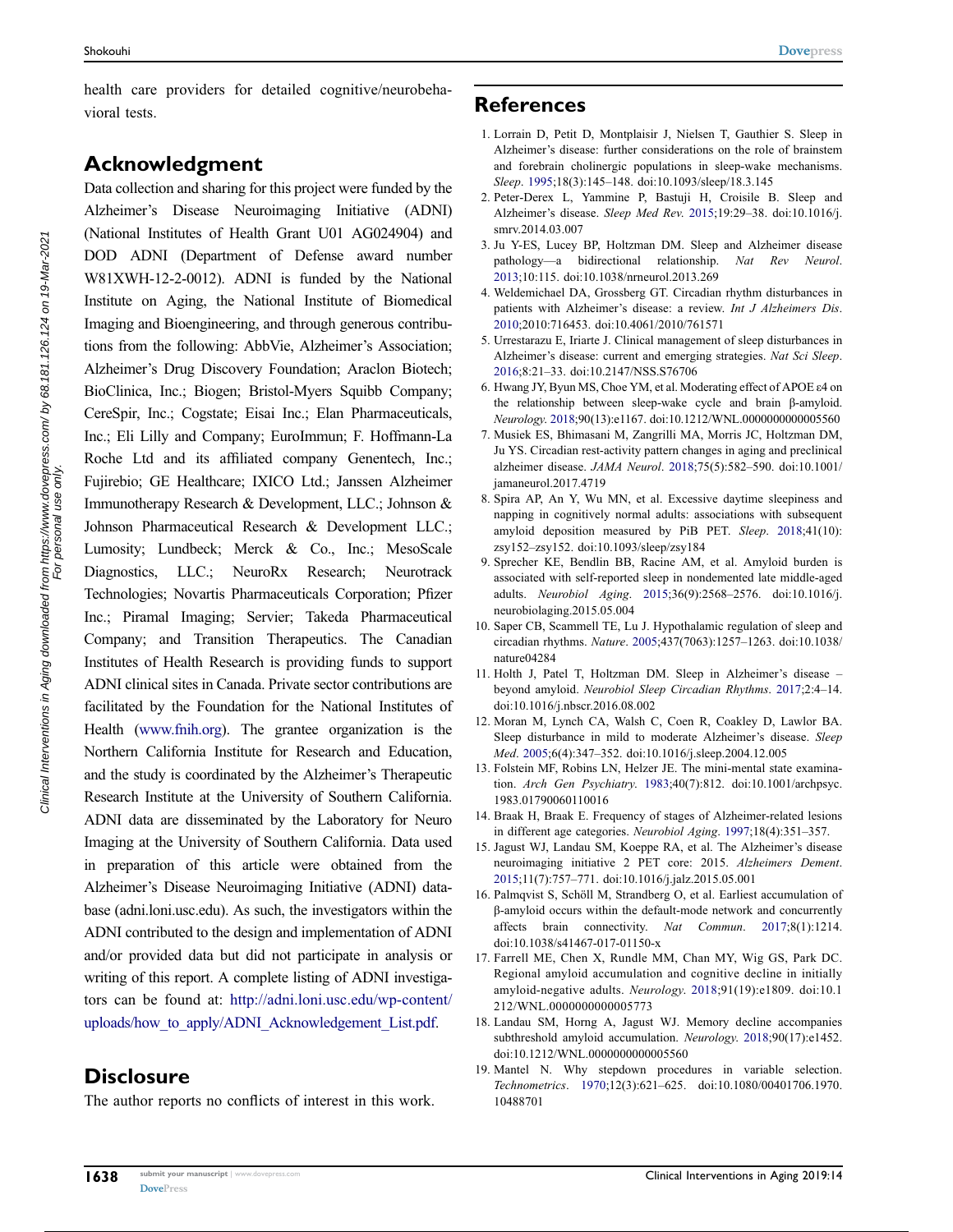health care providers for detailed cognitive/neurobehavioral tests.

## Acknowledgment

Data collection and sharing for this project were funded by the Alzheimer's Disease Neuroimaging Initiative (ADNI) (National Institutes of Health Grant U01 AG024904) and DOD ADNI (Department of Defense award number W81XWH-12-2-0012). ADNI is funded by the National Institute on Aging, the National Institute of Biomedical Imaging and Bioengineering, and through generous contributions from the following: AbbVie, Alzheimer's Association; Alzheimer's Drug Discovery Foundation; Araclon Biotech; BioClinica, Inc.; Biogen; Bristol-Myers Squibb Company; CereSpir, Inc.; Cogstate; Eisai Inc.; Elan Pharmaceuticals, Inc.; Eli Lilly and Company; EuroImmun; F. Hoffmann-La Roche Ltd and its affiliated company Genentech, Inc.; Fujirebio; GE Healthcare; IXICO Ltd.; Janssen Alzheimer Immunotherapy Research & Development, LLC.; Johnson & Johnson Pharmaceutical Research & Development LLC.; Lumosity; Lundbeck; Merck & Co., Inc.; MesoScale Diagnostics, LLC.; NeuroRx Research; Neurotrack Technologies; Novartis Pharmaceuticals Corporation; Pfizer Inc.; Piramal Imaging; Servier; Takeda Pharmaceutical Company; and Transition Therapeutics. The Canadian Institutes of Health Research is providing funds to support ADNI clinical sites in Canada. Private sector contributions are facilitated by the Foundation for the National Institutes of Health (www.fnih.org). The grantee organization is the Northern California Institute for Research and Education, and the study is coordinated by the Alzheimer's Therapeutic Research Institute at the University of Southern California. ADNI data are disseminated by the Laboratory for Neuro Imaging at the University of Southern California. Data used in preparation of this article were obtained from the Alzheimer's Disease Neuroimaging Initiative (ADNI) database (adni.loni.usc.edu). As such, the investigators within the ADNI contributed to the design and implementation of ADNI and/or provided data but did not participate in analysis or writing of this report. A complete listing of ADNI investigators can be found at: http://adni.loni.usc.edu/wp-content/uploads/how_to_apply/ADNI_Acknowledgement_List.pdf.

## Disclosure

The author reports no conflicts of interest in this work.

## References

1. Lorrain D, Petit D, Montplaisir J, Nielsen T, Gauthier S. Sleep in Alzheimer's disease: further considerations on the role of brainstem and forebrain cholinergic populations in sleep-wake mechanisms. *Sleep*. 1995;18(3):145–148. doi:10.1093/sleep/18.3.145
2. Peter-Derex L, Yammine P, Bastuji H, Croisile B. Sleep and Alzheimer's disease. *Sleep Med Rev*. 2015;19:29–38. doi:10.1016/j.smrv.2014.03.007
3. Ju Y-ES, Lucey BP, Holtzman DM. Sleep and Alzheimer disease pathology—a bidirectional relationship. *Nat Rev Neurol*. 2013;10:115. doi:10.1038/nrneurol.2013.269
4. Weldemichael DA, Grossberg GT. Circadian rhythm disturbances in patients with Alzheimer's disease: a review. *Int J Alzheimers Dis*. 2010;2010:716453. doi:10.4061/2010/761571
5. Urrestarazu E, Iriarte J. Clinical management of sleep disturbances in Alzheimer's disease: current and emerging strategies. *Nat Sci Sleep*. 2016;8:21–33. doi:10.2147/NSS.S76706
6. Hwang JY, Byun MS, Choe YM, et al. Moderating effect of APOE ε4 on the relationship between sleep-wake cycle and brain β-amyloid. *Neurology*. 2018;90(13):e1167. doi:10.1212/WNL.0000000000005560
7. Musiek ES, Bhimasani M, Zangrilli MA, Morris JC, Holtzman DM, Ju YS. Circadian rest-activity pattern changes in aging and preclinical alzheimer disease. *JAMA Neurol*. 2018;75(5):582–590. doi:10.1001/jamaneurol.2017.4719
8. Spira AP, An Y, Wu MN, et al. Excessive daytime sleepiness and napping in cognitively normal adults: associations with subsequent amyloid deposition measured by PiB PET. *Sleep*. 2018;41(10):zsy152–zsy152. doi:10.1093/sleep/zsy184
9. Sprecher KE, Bendlin BB, Racine AM, et al. Amyloid burden is associated with self-reported sleep in nondemented late middle-aged adults. *Neurobiol Aging*. 2015;36(9):2568–2576. doi:10.1016/j.neurobiolaging.2015.05.004
10. Saper CB, Scammell TE, Lu J. Hypothalamic regulation of sleep and circadian rhythms. *Nature*. 2005;437(7063):1257–1263. doi:10.1038/nature04284
11. Holth J, Patel T, Holtzman DM. Sleep in Alzheimer's disease – beyond amyloid. *Neurobiol Sleep Circadian Rhythms*. 2017;2:4–14. doi:10.1016/j.nbscr.2016.08.002
12. Moran M, Lynch CA, Walsh C, Coen R, Coakley D, Lawlor BA. Sleep disturbance in mild to moderate Alzheimer's disease. *Sleep Med*. 2005;6(4):347–352. doi:10.1016/j.sleep.2004.12.005
13. Folstein MF, Robins LN, Helzer JE. The mini-mental state examination. *Arch Gen Psychiatry*. 1983;40(7):812. doi:10.1001/archpsyc.1983.01790060110016
14. Braak H, Braak E. Frequency of stages of Alzheimer-related lesions in different age categories. *Neurobiol Aging*. 1997;18(4):351–357.
15. Jagust WJ, Landau SM, Koeppe RA, et al. The Alzheimer's disease neuroimaging initiative 2 PET core: 2015. *Alzheimers Dement*. 2015;11(7):757–771. doi:10.1016/j.jalz.2015.05.001
16. Palmqvist S, Schöll M, Strandberg O, et al. Earliest accumulation of β-amyloid occurs within the default-mode network and concurrently affects brain connectivity. *Nat Commun*. 2017;8(1):1214. doi:10.1038/s41467-017-01150-x
17. Farrell ME, Chen X, Rundle MM, Chan MY, Wig GS, Park DC. Regional amyloid accumulation and cognitive decline in initially amyloid-negative adults. *Neurology*. 2018;91(19):e1809. doi:10.1212/WNL.0000000000005773
18. Landau SM, Horng A, Jagust WJ. Memory decline accompanies subthreshold amyloid accumulation. *Neurology*. 2018;90(17):e1452. doi:10.1212/WNL.0000000000005560
19. Mantel N. Why stepdown procedures in variable selection. *Technometrics*. 1970;12(3):621–625. doi:10.1080/00401706.1970.10488701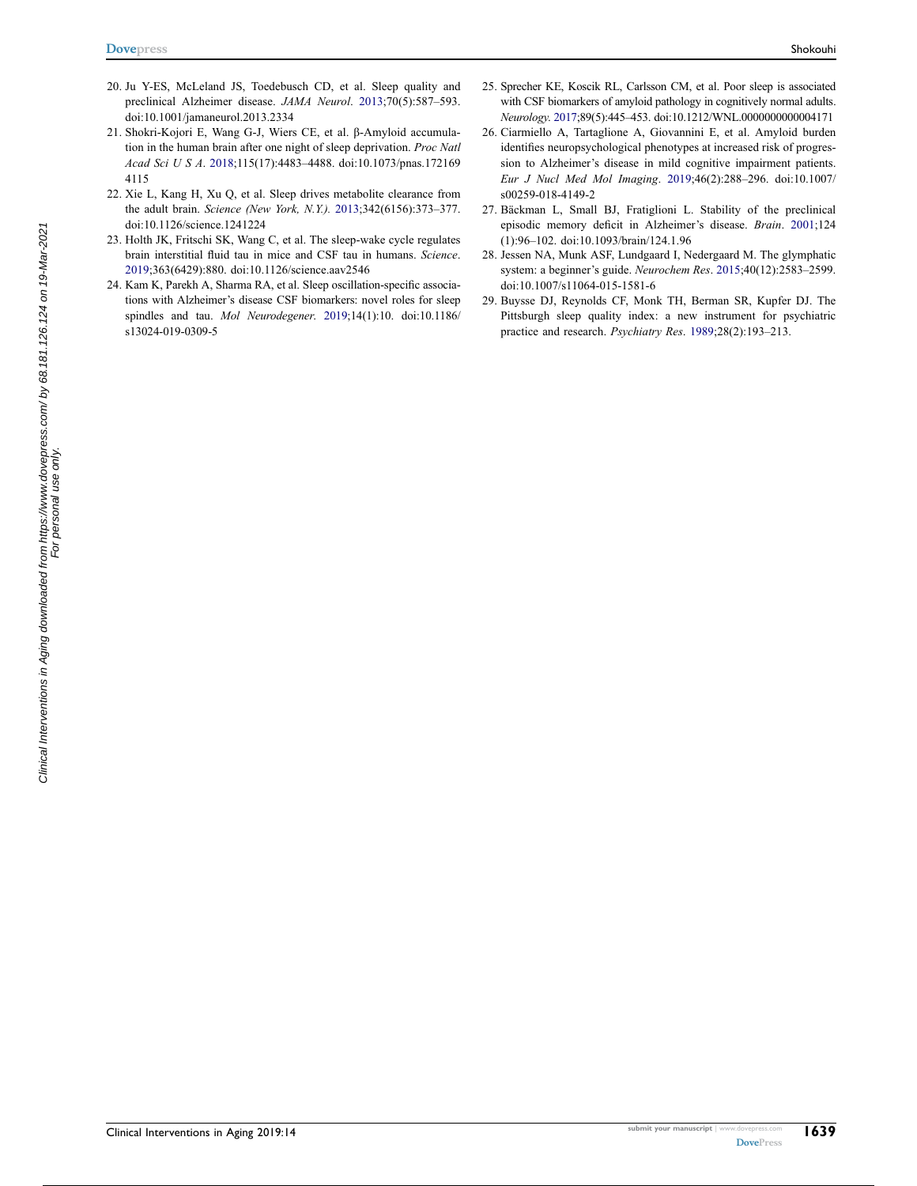20. Ju Y-ES, McLeland JS, Toedebusch CD, et al. Sleep quality and preclinical Alzheimer disease. *JAMA Neurol*. 2013;70(5):587–593. doi:10.1001/jamaneurol.2013.2334
21. Shokri-Kojori E, Wang G-J, Wiers CE, et al. β-Amyloid accumulation in the human brain after one night of sleep deprivation. *Proc Natl Acad Sci U S A*. 2018;115(17):4483–4488. doi:10.1073/pnas.1721694115
22. Xie L, Kang H, Xu Q, et al. Sleep drives metabolite clearance from the adult brain. *Science (New York, N.Y.)*. 2013;342(6156):373–377. doi:10.1126/science.1241224
23. Holth JK, Fritschi SK, Wang C, et al. The sleep-wake cycle regulates brain interstitial fluid tau in mice and CSF tau in humans. *Science*. 2019;363(6429):880. doi:10.1126/science.aav2546
24. Kam K, Parekh A, Sharma RA, et al. Sleep oscillation-specific associations with Alzheimer's disease CSF biomarkers: novel roles for sleep spindles and tau. *Mol Neurodegener*. 2019;14(1):10. doi:10.1186/s13024-019-0309-5
25. Sprecher KE, Koscik RL, Carlsson CM, et al. Poor sleep is associated with CSF biomarkers of amyloid pathology in cognitively normal adults. *Neurology*. 2017;89(5):445–453. doi:10.1212/WNL.0000000000004171
26. Ciarmiello A, Tartaglione A, Giovannini E, et al. Amyloid burden identifies neuropsychological phenotypes at increased risk of progression to Alzheimer's disease in mild cognitive impairment patients. *Eur J Nucl Med Mol Imaging*. 2019;46(2):288–296. doi:10.1007/s00259-018-4149-2
27. Bäckman L, Small BJ, Fratiglioni L. Stability of the preclinical episodic memory deficit in Alzheimer's disease. *Brain*. 2001;124(1):96–102. doi:10.1093/brain/124.1.96
28. Jessen NA, Munk ASF, Lundgaard I, Nedergaard M. The glymphatic system: a beginner's guide. *Neurochem Res*. 2015;40(12):2583–2599. doi:10.1007/s11064-015-1581-6
29. Buysse DJ, Reynolds CF, Monk TH, Berman SR, Kupfer DJ. The Pittsburgh sleep quality index: a new instrument for psychiatric practice and research. *Psychiatry Res*. 1989;28(2):193–213.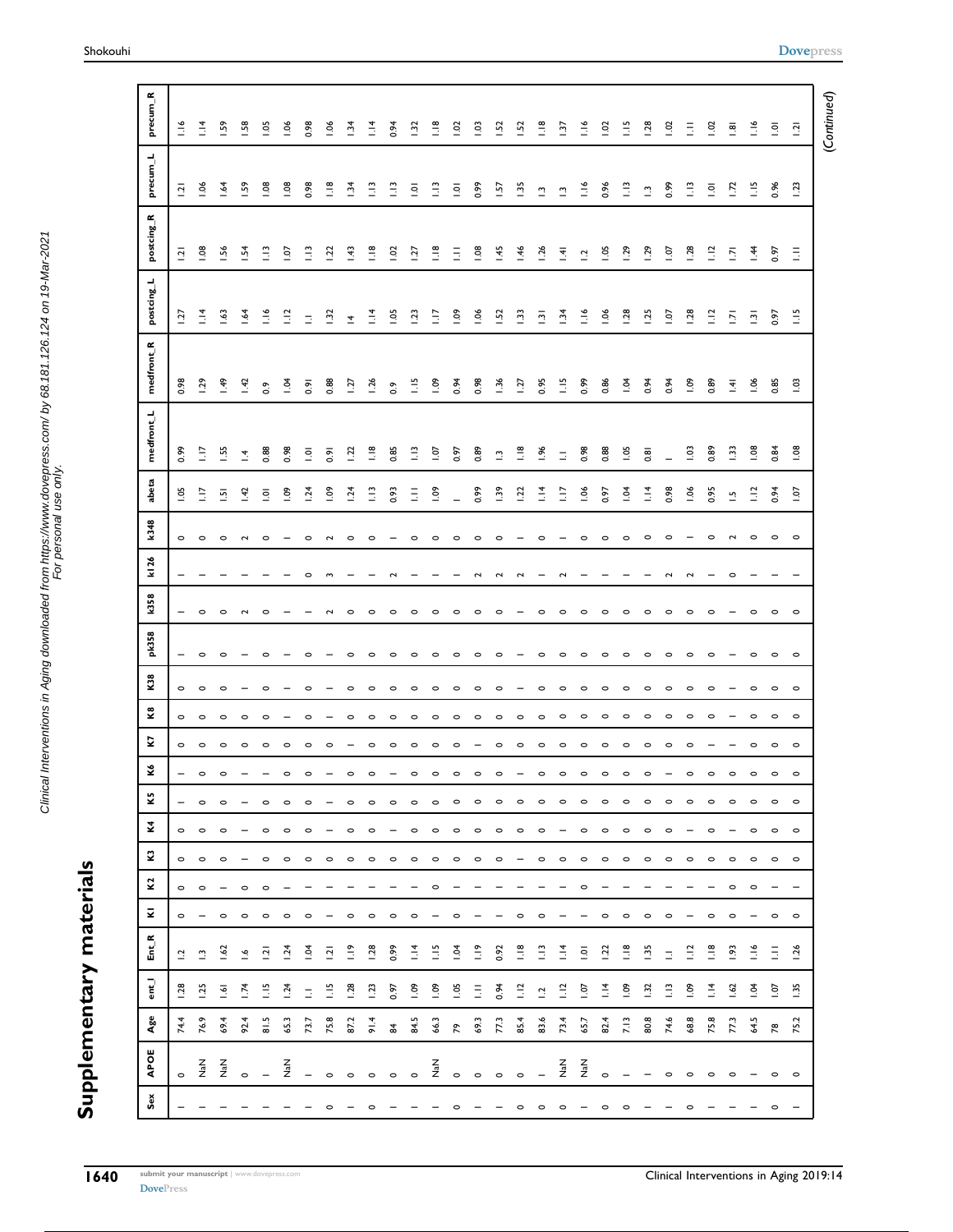# Supplementary materials

| Sex | APOE | Age | ent_L | Ent_R | K1 | K2 | K3 | K4 | K5 | K6 | K7 | K8 | K38 | pk358 | k358 | k126 | k348 | abeta | medfront_L | medfront_R | postcing_L | postcing_R | precum_L | precum_R |
|---|---|---|---|---|---|---|---|---|---|---|---|---|---|---|---|---|---|---|---|---|---|---|---|---|
| 1 | 0 | 74.4 | 1.28 | 1.2 | 0 | 0 | 0 | 0 | 1 | 1 | 0 | 0 | 0 | 1 | 1 | 1 | 0 | 1.05 | 0.99 | 0.98 | 1.27 | 1.21 | 1.21 | 1.16 |
| 1 | NaN | 76.9 | 1.25 | 1.3 | 1 | 0 | 0 | 0 | 0 | 0 | 0 | 0 | 0 | 0 | 0 | 1 | 0 | 1.17 | 1.17 | 1.29 | 1.14 | 1.08 | 1.06 | 1.14 |
| 1 | NaN | 69.4 | 1.61 | 1.62 | 0 | 1 | 0 | 0 | 0 | 0 | 0 | 0 | 0 | 0 | 0 | 1 | 0 | 1.51 | 1.55 | 1.49 | 1.63 | 1.56 | 1.64 | 1.59 |
| 1 | 0 | 92.4 | 1.74 | 1.6 | 0 | 0 | 1 | 1 | 1 | 1 | 0 | 0 | 1 | 1 | 2 | 1 | 2 | 1.42 | 1.4 | 1.42 | 1.64 | 1.54 | 1.59 | 1.58 |
| 1 | 1 | 81.5 | 1.15 | 1.21 | 0 | 0 | 0 | 0 | 0 | 1 | 0 | 0 | 0 | 0 | 0 | 1 | 0 | 1.01 | 0.88 | 0.9 | 1.16 | 1.13 | 1.08 | 1.05 |
| 1 | NaN | 65.3 | 1.24 | 1.24 | 0 | 1 | 0 | 0 | 0 | 1 | 0 | 1 | 1 | 1 | 1 | 1 | 1 | 1.09 | 0.98 | 1.04 | 1.12 | 1.07 | 1.08 | 1.06 |
| 1 | 1 | 73.7 | 1.1 | 1.04 | 0 | 1 | 0 | 0 | 0 | 0 | 0 | 0 | 0 | 0 | 1 | 0 | 0 | 1.24 | 1.01 | 0.91 | 1.1 | 1.13 | 0.98 | 0.98 |
| 0 | 0 | 75.8 | 1.15 | 1.21 | 1 | 1 | 0 | 1 | 1 | 1 | 0 | 1 | 1 | 1 | 2 | 3 | 2 | 1.09 | 0.91 | 0.88 | 1.32 | 1.22 | 1.18 | 1.06 |
| 1 | 0 | 87.2 | 1.28 | 1.19 | 0 | 1 | 0 | 0 | 0 | 0 | 1 | 0 | 0 | 0 | 0 | 1 | 0 | 1.24 | 1.22 | 1.27 | 1.4 | 1.43 | 1.34 | 1.34 |
| 0 | 0 | 91.4 | 1.23 | 1.28 | 0 | 1 | 0 | 0 | 0 | 0 | 0 | 0 | 0 | 0 | 0 | 1 | 0 | 1.13 | 1.18 | 1.26 | 1.14 | 1.18 | 1.13 | 1.14 |
| 1 | 0 | 84 | 0.97 | 0.99 | 0 | 1 | 0 | 1 | 0 | 1 | 0 | 0 | 0 | 0 | 0 | 2 | 1 | 0.93 | 0.85 | 0.9 | 1.05 | 1.02 | 1.13 | 0.94 |
| 1 | 0 | 84.5 | 1.09 | 1.14 | 0 | 1 | 0 | 0 | 0 | 0 | 0 | 0 | 0 | 0 | 0 | 1 | 0 | 1.11 | 1.13 | 1.15 | 1.23 | 1.27 | 1.01 | 1.32 |
| 1 | NaN | 66.3 | 1.09 | 1.15 | 1 | 0 | 0 | 0 | 0 | 0 | 0 | 0 | 0 | 0 | 0 | 1 | 0 | 1.09 | 1.07 | 1.09 | 1.17 | 1.18 | 1.13 | 1.18 |
| 0 | 0 | 79 | 1.05 | 1.04 | 0 | 1 | 0 | 0 | 0 | 0 | 0 | 0 | 0 | 0 | 0 | 1 | 0 | 1 | 0.97 | 0.94 | 1.09 | 1.11 | 1.01 | 1.02 |
| 1 | 0 | 69.3 | 1.11 | 1.19 | 1 | 1 | 0 | 0 | 0 | 0 | 1 | 0 | 0 | 0 | 0 | 2 | 0 | 0.99 | 0.89 | 0.98 | 1.06 | 1.08 | 0.99 | 1.03 |
| 1 | 0 | 77.3 | 0.94 | 0.92 | 1 | 1 | 0 | 0 | 0 | 0 | 0 | 0 | 0 | 0 | 0 | 2 | 0 | 1.39 | 1.3 | 1.36 | 1.52 | 1.45 | 1.57 | 1.52 |
| 0 | 0 | 85.4 | 1.12 | 1.18 | 0 | 1 | 1 | 0 | 0 | 1 | 0 | 0 | 1 | 1 | 1 | 2 | 1 | 1.22 | 1.18 | 1.27 | 1.33 | 1.46 | 1.35 | 1.52 |
| 0 | 1 | 83.6 | 1.2 | 1.13 | 0 | 1 | 0 | 0 | 0 | 0 | 0 | 0 | 0 | 0 | 0 | 1 | 0 | 1.14 | 1.96 | 0.95 | 1.31 | 1.26 | 1.3 | 1.18 |
| 0 | NaN | 73.4 | 1.12 | 1.14 | 1 | 1 | 0 | 1 | 0 | 0 | 0 | 0 | 0 | 0 | 0 | 2 | 1 | 1.17 | 1.1 | 1.15 | 1.34 | 1.41 | 1.3 | 1.37 |
| 1 | NaN | 65.7 | 1.07 | 1.01 | 1 | 0 | 0 | 0 | 0 | 0 | 0 | 0 | 0 | 0 | 0 | 1 | 0 | 1.06 | 0.98 | 0.99 | 1.16 | 1.2 | 1.16 | 1.16 |
| 0 | 0 | 82.4 | 1.14 | 1.22 | 0 | 1 | 0 | 0 | 0 | 0 | 0 | 0 | 0 | 0 | 0 | 1 | 0 | 0.97 | 0.88 | 0.86 | 1.06 | 1.05 | 0.96 | 1.02 |
| 0 | 1 | 7.13 | 1.09 | 1.18 | 0 | 1 | 0 | 0 | 0 | 0 | 0 | 0 | 0 | 0 | 0 | 1 | 0 | 1.04 | 1.05 | 1.04 | 1.28 | 1.29 | 1.13 | 1.15 |
| 1 | 1 | 80.8 | 1.32 | 1.35 | 0 | 1 | 0 | 0 | 0 | 0 | 0 | 0 | 0 | 0 | 0 | 1 | 0 | 1.14 | 0.81 | 0.94 | 1.25 | 1.29 | 1.3 | 1.28 |
| 1 | 0 | 74.6 | 1.13 | 1.1 | 0 | 1 | 0 | 0 | 0 | 1 | 0 | 0 | 0 | 0 | 0 | 2 | 0 | 0.98 | 1 | 0.94 | 1.07 | 1.07 | 0.99 | 1.02 |
| 0 | 0 | 68.8 | 1.09 | 1.12 | 1 | 1 | 0 | 1 | 0 | 0 | 0 | 0 | 0 | 0 | 0 | 2 | 1 | 1.06 | 1.03 | 1.09 | 1.28 | 1.28 | 1.13 | 1.11 |
| 1 | 0 | 75.8 | 1.14 | 1.18 | 0 | 1 | 0 | 0 | 0 | 0 | 1 | 0 | 0 | 0 | 0 | 1 | 0 | 0.95 | 0.89 | 0.89 | 1.12 | 1.12 | 1.01 | 1.02 |
| 1 | 0 | 77.3 | 1.62 | 1.93 | 0 | 1 | 0 | 1 | 0 | 0 | 1 | 1 | 1 | 1 | 1 | 0 | 2 | 1.5 | 1.33 | 1.41 | 1.71 | 1.71 | 1.72 | 1.81 |
| 1 | 1 | 64.5 | 1.04 | 1.16 | 0 | 0 | 0 | 0 | 0 | 0 | 0 | 0 | 0 | 0 | 0 | 1 | 0 | 1.12 | 1.08 | 1.06 | 1.31 | 1.44 | 1.15 | 1.16 |
| 0 | 0 | 78 | 1.07 | 1.1 | 1 | 1 | 0 | 0 | 0 | 0 | 0 | 0 | 0 | 0 | 0 | 1 | 0 | 0.94 | 0.84 | 0.85 | 0.97 | 0.97 | 0.96 | 1.01 |
| 1 | 0 | 75.2 | 1.35 | 1.26 | 0 | 1 | 0 | 0 | 0 | 0 | 0 | 0 | 0 | 0 | 0 | 1 | 0 | 1.07 | 1.08 | 1.03 | 1.15 | 1.1 | 1.23 | 1.21 |

(Continued)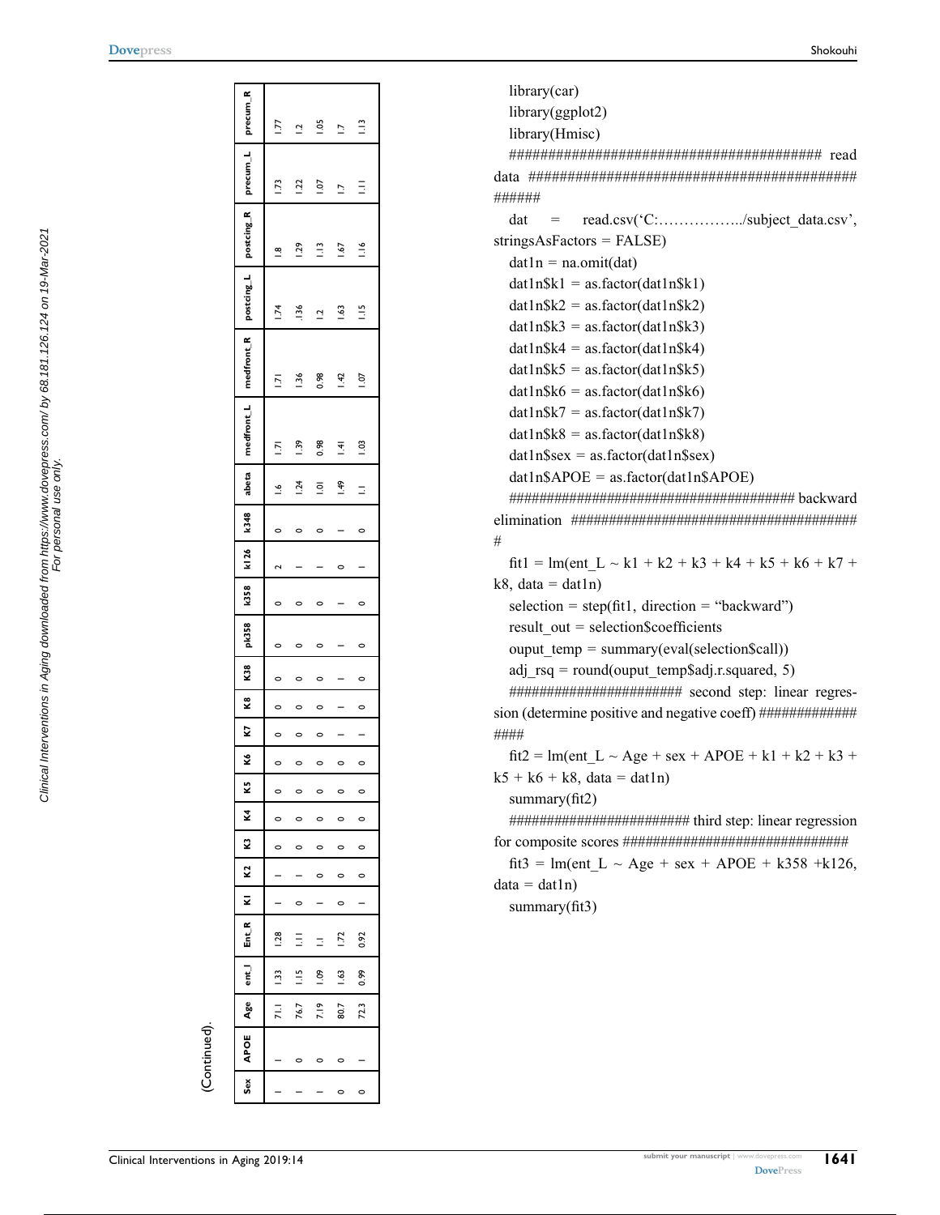(Continued).

| Sex | APOE | Age | ent_l | Ent_R | K1 | K2 | K3 | K4 | K5 | K6 | K7 | K8 | K38 | pk358 | k358 | k126 | k348 | abeta | medfront_L | medfront_R | postcing_L | postcing_R | precum_L | precum_R |
|---|---|---|---|---|---|---|---|---|---|---|---|---|---|---|---|---|---|---|---|---|---|---|---|---|
| 1 | 1 | 71.1 | 1.33 | 1.28 | 1 | 1 | 0 | 0 | 0 | 0 | 0 | 0 | 0 | 0 | 0 | 2 | 0 | 1.6 | 1.71 | 1.71 | 1.74 | 1.8 | 1.73 | 1.77 |
| 1 | 0 | 76.7 | 1.15 | 1.11 | 0 | 1 | 0 | 0 | 0 | 0 | 0 | 0 | 0 | 0 | 0 | 1 | 0 | 1.24 | 1.39 | 1.36 | .136 | 1.29 | 1.22 | 1.2 |
| 1 | 0 | 7.19 | 1.09 | 1.1 | 1 | 0 | 0 | 0 | 0 | 0 | 0 | 0 | 0 | 0 | 0 | 1 | 0 | 1.01 | 0.98 | 0.98 | 1.2 | 1.13 | 1.07 | 1.05 |
| 0 | 0 | 80.7 | 1.63 | 1.72 | 0 | 0 | 0 | 0 | 0 | 0 | 1 | 1 | 1 | 1 | 1 | 0 | 1 | 1.49 | 1.41 | 1.42 | 1.63 | 1.67 | 1.7 | 1.7 |
| 0 | 1 | 72.3 | 0.99 | 0.92 | 1 | 0 | 0 | 0 | 0 | 0 | 1 | 0 | 0 | 0 | 0 | 1 | 0 | 1.1 | 1.03 | 1.07 | 1.15 | 1.16 | 1.11 | 1.13 |

```
library(car)
library(ggplot2)
library(Hmisc)
######################################### read data ##############################################
dat = read.csv('C:……………../subject_data.csv', stringsAsFactors = FALSE)
dat1n = na.omit(dat)
dat1n$k1 = as.factor(dat1n$k1)
dat1n$k2 = as.factor(dat1n$k2)
dat1n$k3 = as.factor(dat1n$k3)
dat1n$k4 = as.factor(dat1n$k4)
dat1n$k5 = as.factor(dat1n$k5)
dat1n$k6 = as.factor(dat1n$k6)
dat1n$k7 = as.factor(dat1n$k7)
dat1n$k8 = as.factor(dat1n$k8)
dat1n$sex = as.factor(dat1n$sex)
dat1n$APOE = as.factor(dat1n$APOE)
######################################## backward elimination #####################################
fit1 = lm(ent_L ~ k1 + k2 + k3 + k4 + k5 + k6 + k7 + k8, data = dat1n)
selection = step(fit1, direction = "backward")
result_out = selection$coefficients
ouput_temp = summary(eval(selection$call))
adj_rsq = round(ouput_temp$adj.r.squared, 5)
####################### second step: linear regression (determine positive and negative coeff) #################
fit2 = lm(ent_L ~ Age + sex + APOE + k1 + k2 + k3 + k5 + k6 + k8, data = dat1n)
summary(fit2)
######################### third step: linear regression for composite scores ###############################
fit3 = lm(ent_L ~ Age + sex + APOE + k358 +k126, data = dat1n)
summary(fit3)
```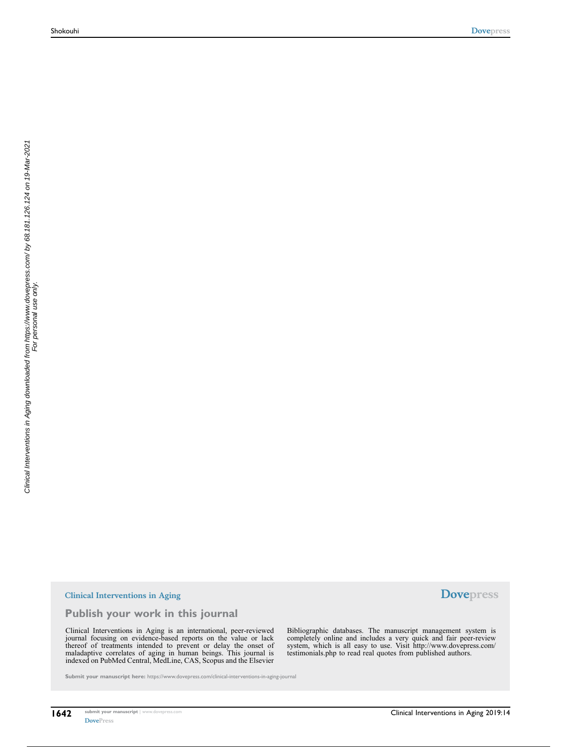## Clinical Interventions in Aging

**Dovepress**

### Publish your work in this journal

Clinical Interventions in Aging is an international, peer-reviewed journal focusing on evidence-based reports on the value or lack thereof of treatments intended to prevent or delay the onset of maladaptive correlates of aging in human beings. This journal is indexed on PubMed Central, MedLine, CAS, Scopus and the Elsevier Bibliographic databases. The manuscript management system is completely online and includes a very quick and fair peer-review system, which is all easy to use. Visit http://www.dovepress.com/testimonials.php to read real quotes from published authors.

**Submit your manuscript here:** https://www.dovepress.com/clinical-interventions-in-aging-journal